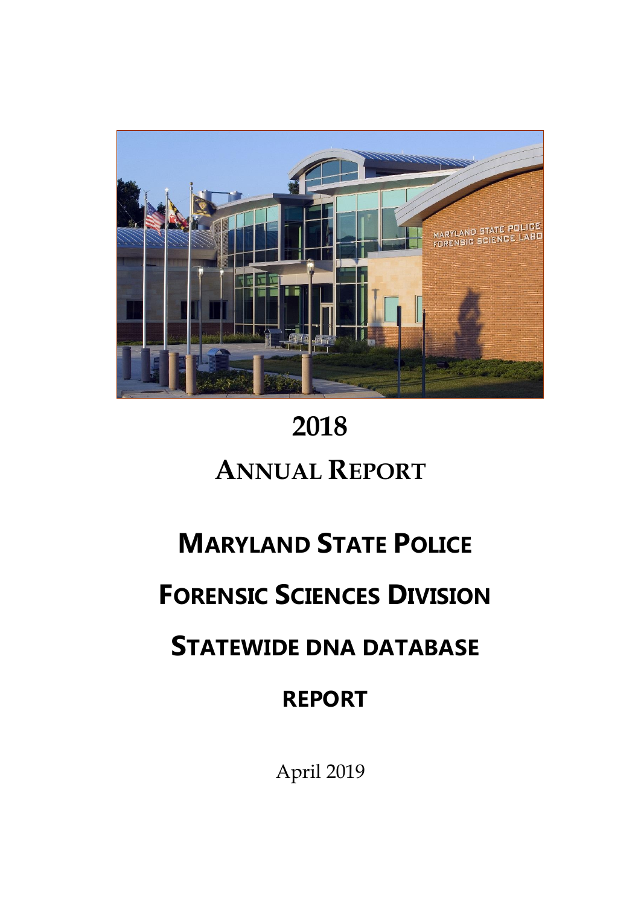# 2018

# ANNUAL REPORT

# MARYLAND STATE POLICE

# FORENSIC SCIENCES DIVISION

# STATEWIDE DNA DATABASE

# REPORT

April 2019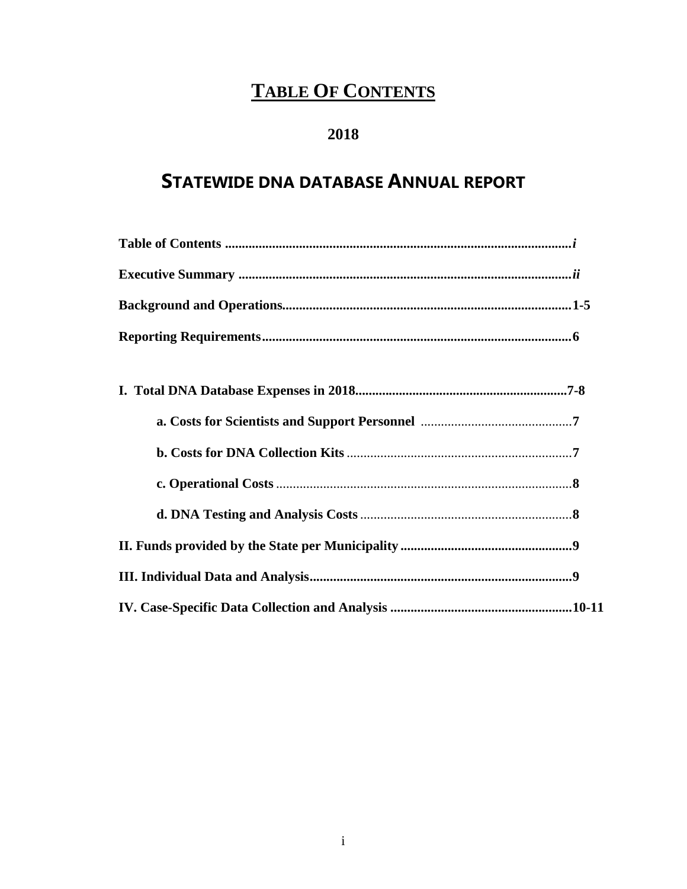# TABLE OF CONTENTS

## 2018

## STATEWIDE DNA DATABASE ANNUAL REPORT

**Table of Contents** ........................................................................................................*i*

**Executive Summary** ...................................................................................................*ii*

**Background and Operations**.......................................................................................**1-5**

**Reporting Requirements**..............................................................................................**6**

**I. Total DNA Database Expenses in 2018**.................................................................**7-8**

- **a. Costs for Scientists and Support Personnel** .............................................**7**
- **b. Costs for DNA Collection Kits** ....................................................................**7**
- **c. Operational Costs** .........................................................................................**8**
- **d. DNA Testing and Analysis Costs** ...............................................................**8**

**II. Funds provided by the State per Municipality** ....................................................**9**

**III. Individual Data and Analysis**................................................................................**9**

**IV. Case-Specific Data Collection and Analysis** .......................................................**10-11**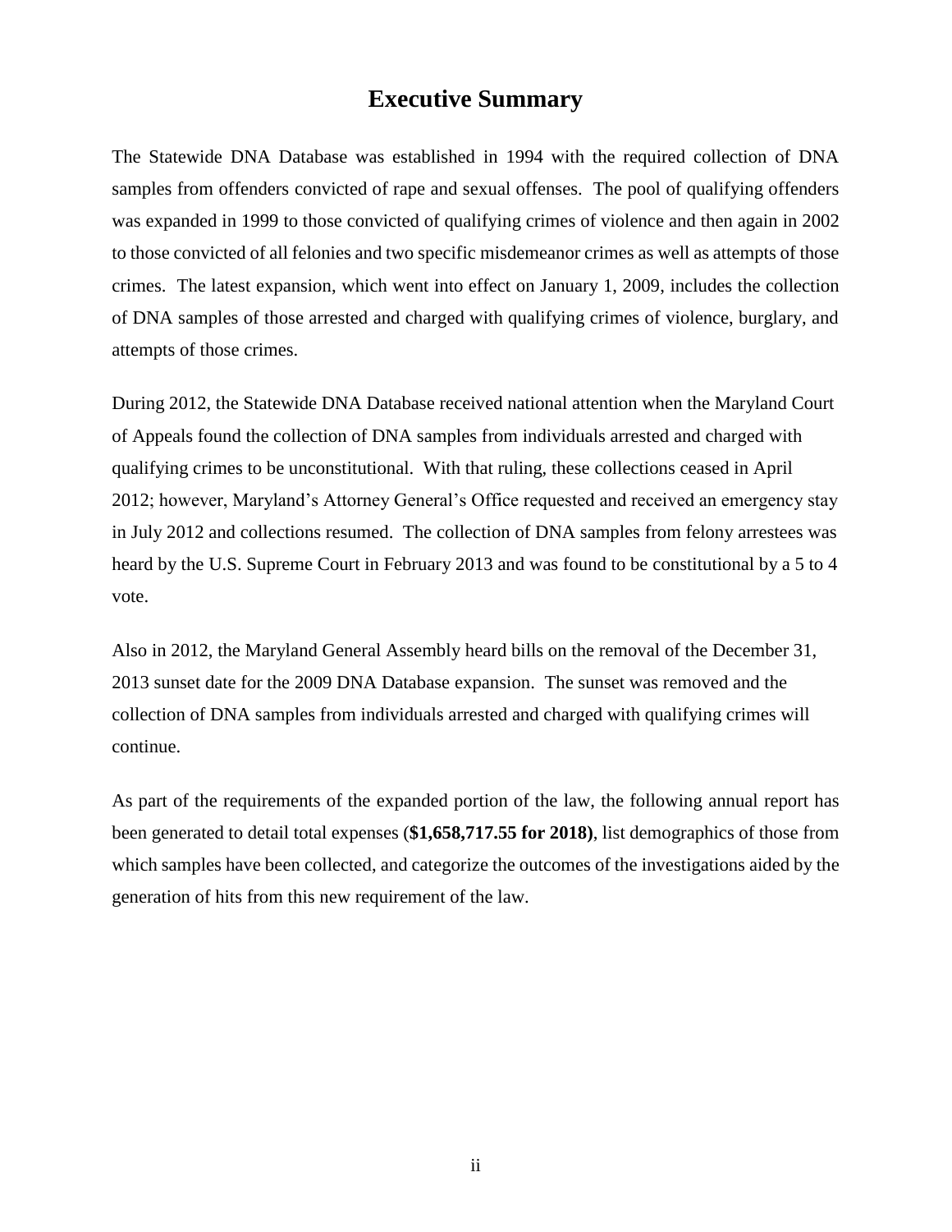# Executive Summary

The Statewide DNA Database was established in 1994 with the required collection of DNA samples from offenders convicted of rape and sexual offenses. The pool of qualifying offenders was expanded in 1999 to those convicted of qualifying crimes of violence and then again in 2002 to those convicted of all felonies and two specific misdemeanor crimes as well as attempts of those crimes. The latest expansion, which went into effect on January 1, 2009, includes the collection of DNA samples of those arrested and charged with qualifying crimes of violence, burglary, and attempts of those crimes.

During 2012, the Statewide DNA Database received national attention when the Maryland Court of Appeals found the collection of DNA samples from individuals arrested and charged with qualifying crimes to be unconstitutional. With that ruling, these collections ceased in April 2012; however, Maryland's Attorney General's Office requested and received an emergency stay in July 2012 and collections resumed. The collection of DNA samples from felony arrestees was heard by the U.S. Supreme Court in February 2013 and was found to be constitutional by a 5 to 4 vote.

Also in 2012, the Maryland General Assembly heard bills on the removal of the December 31, 2013 sunset date for the 2009 DNA Database expansion. The sunset was removed and the collection of DNA samples from individuals arrested and charged with qualifying crimes will continue.

As part of the requirements of the expanded portion of the law, the following annual report has been generated to detail total expenses (**$1,658,717.55 for 2018)**, list demographics of those from which samples have been collected, and categorize the outcomes of the investigations aided by the generation of hits from this new requirement of the law.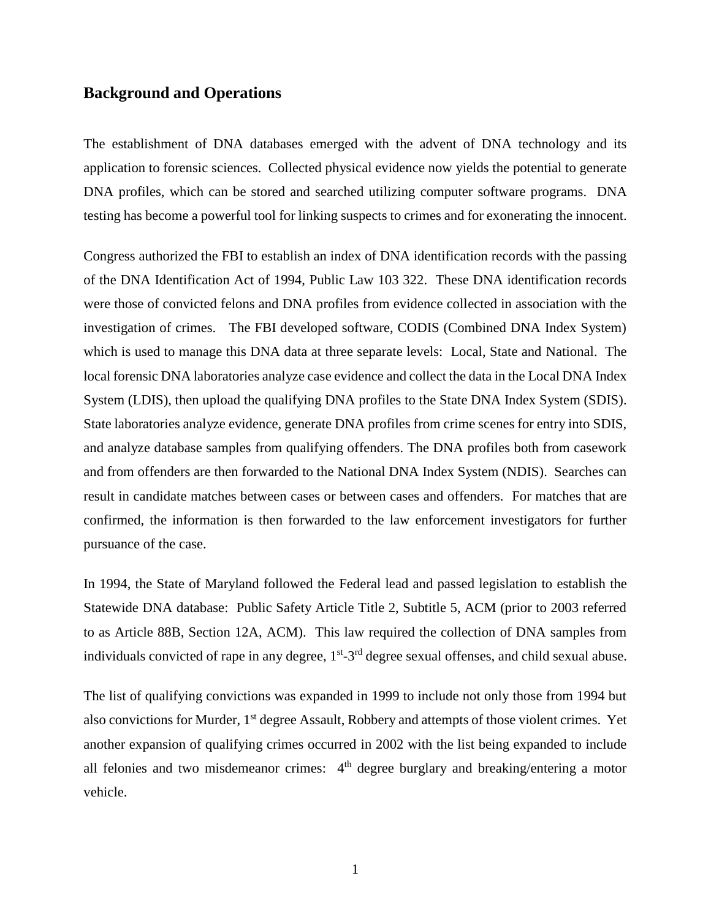## Background and Operations

The establishment of DNA databases emerged with the advent of DNA technology and its application to forensic sciences. Collected physical evidence now yields the potential to generate DNA profiles, which can be stored and searched utilizing computer software programs. DNA testing has become a powerful tool for linking suspects to crimes and for exonerating the innocent.

Congress authorized the FBI to establish an index of DNA identification records with the passing of the DNA Identification Act of 1994, Public Law 103 322. These DNA identification records were those of convicted felons and DNA profiles from evidence collected in association with the investigation of crimes. The FBI developed software, CODIS (Combined DNA Index System) which is used to manage this DNA data at three separate levels: Local, State and National. The local forensic DNA laboratories analyze case evidence and collect the data in the Local DNA Index System (LDIS), then upload the qualifying DNA profiles to the State DNA Index System (SDIS). State laboratories analyze evidence, generate DNA profiles from crime scenes for entry into SDIS, and analyze database samples from qualifying offenders. The DNA profiles both from casework and from offenders are then forwarded to the National DNA Index System (NDIS). Searches can result in candidate matches between cases or between cases and offenders. For matches that are confirmed, the information is then forwarded to the law enforcement investigators for further pursuance of the case.

In 1994, the State of Maryland followed the Federal lead and passed legislation to establish the Statewide DNA database: Public Safety Article Title 2, Subtitle 5, ACM (prior to 2003 referred to as Article 88B, Section 12A, ACM). This law required the collection of DNA samples from individuals convicted of rape in any degree, 1st-3rd degree sexual offenses, and child sexual abuse.

The list of qualifying convictions was expanded in 1999 to include not only those from 1994 but also convictions for Murder, 1st degree Assault, Robbery and attempts of those violent crimes. Yet another expansion of qualifying crimes occurred in 2002 with the list being expanded to include all felonies and two misdemeanor crimes: 4th degree burglary and breaking/entering a motor vehicle.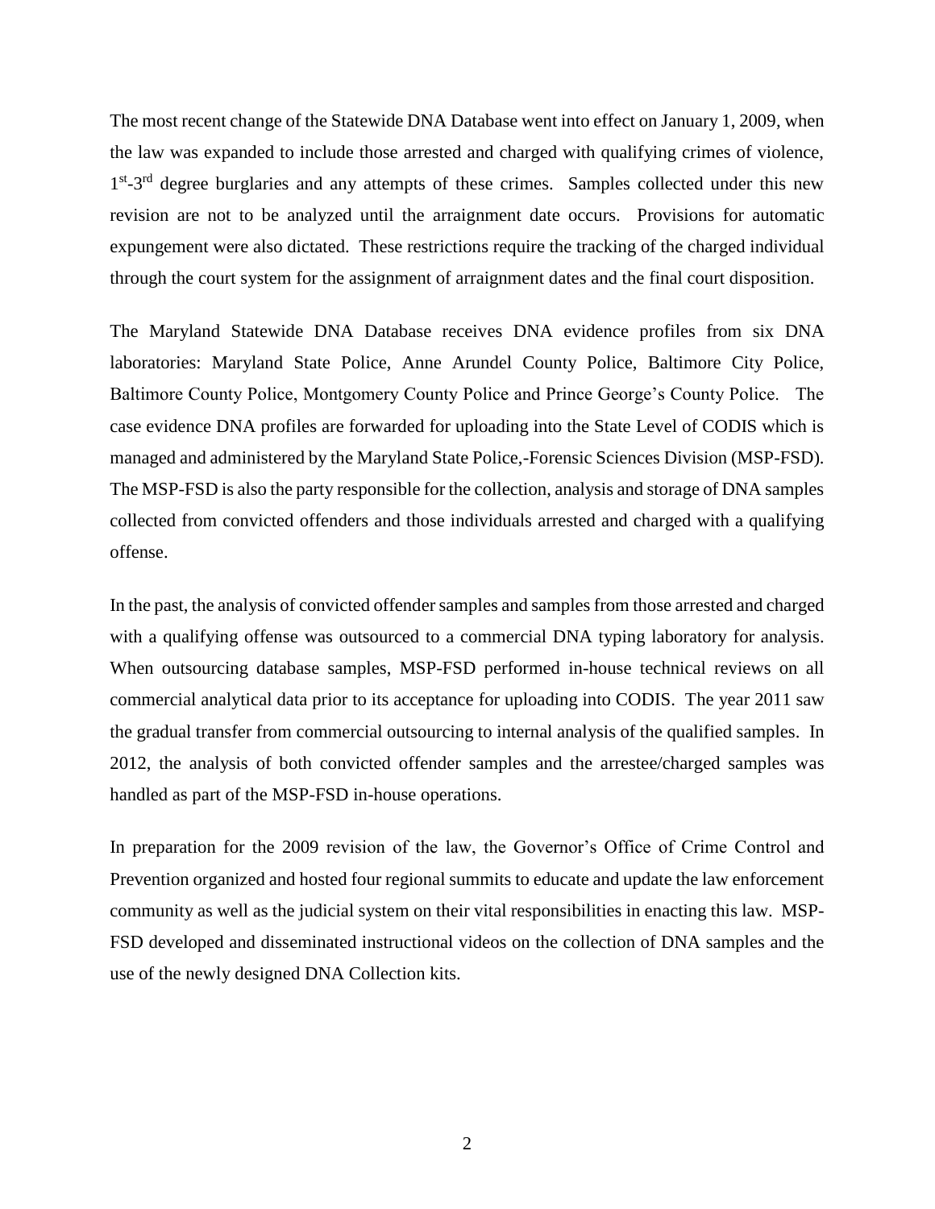The most recent change of the Statewide DNA Database went into effect on January 1, 2009, when the law was expanded to include those arrested and charged with qualifying crimes of violence, 1st-3rd degree burglaries and any attempts of these crimes. Samples collected under this new revision are not to be analyzed until the arraignment date occurs. Provisions for automatic expungement were also dictated. These restrictions require the tracking of the charged individual through the court system for the assignment of arraignment dates and the final court disposition.

The Maryland Statewide DNA Database receives DNA evidence profiles from six DNA laboratories: Maryland State Police, Anne Arundel County Police, Baltimore City Police, Baltimore County Police, Montgomery County Police and Prince George's County Police. The case evidence DNA profiles are forwarded for uploading into the State Level of CODIS which is managed and administered by the Maryland State Police,-Forensic Sciences Division (MSP-FSD). The MSP-FSD is also the party responsible for the collection, analysis and storage of DNA samples collected from convicted offenders and those individuals arrested and charged with a qualifying offense.

In the past, the analysis of convicted offender samples and samples from those arrested and charged with a qualifying offense was outsourced to a commercial DNA typing laboratory for analysis. When outsourcing database samples, MSP-FSD performed in-house technical reviews on all commercial analytical data prior to its acceptance for uploading into CODIS. The year 2011 saw the gradual transfer from commercial outsourcing to internal analysis of the qualified samples. In 2012, the analysis of both convicted offender samples and the arrestee/charged samples was handled as part of the MSP-FSD in-house operations.

In preparation for the 2009 revision of the law, the Governor's Office of Crime Control and Prevention organized and hosted four regional summits to educate and update the law enforcement community as well as the judicial system on their vital responsibilities in enacting this law. MSP-FSD developed and disseminated instructional videos on the collection of DNA samples and the use of the newly designed DNA Collection kits.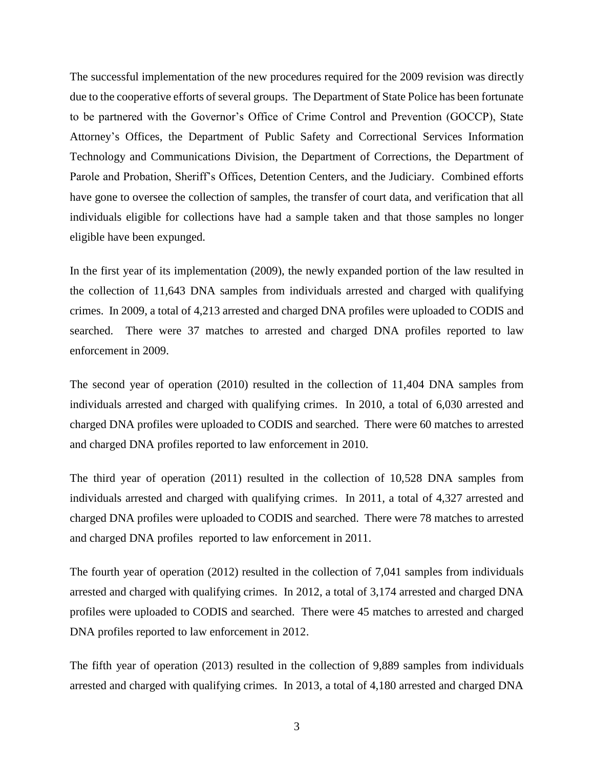The successful implementation of the new procedures required for the 2009 revision was directly due to the cooperative efforts of several groups. The Department of State Police has been fortunate to be partnered with the Governor's Office of Crime Control and Prevention (GOCCP), State Attorney's Offices, the Department of Public Safety and Correctional Services Information Technology and Communications Division, the Department of Corrections, the Department of Parole and Probation, Sheriff's Offices, Detention Centers, and the Judiciary. Combined efforts have gone to oversee the collection of samples, the transfer of court data, and verification that all individuals eligible for collections have had a sample taken and that those samples no longer eligible have been expunged.

In the first year of its implementation (2009), the newly expanded portion of the law resulted in the collection of 11,643 DNA samples from individuals arrested and charged with qualifying crimes. In 2009, a total of 4,213 arrested and charged DNA profiles were uploaded to CODIS and searched. There were 37 matches to arrested and charged DNA profiles reported to law enforcement in 2009.

The second year of operation (2010) resulted in the collection of 11,404 DNA samples from individuals arrested and charged with qualifying crimes. In 2010, a total of 6,030 arrested and charged DNA profiles were uploaded to CODIS and searched. There were 60 matches to arrested and charged DNA profiles reported to law enforcement in 2010.

The third year of operation (2011) resulted in the collection of 10,528 DNA samples from individuals arrested and charged with qualifying crimes. In 2011, a total of 4,327 arrested and charged DNA profiles were uploaded to CODIS and searched. There were 78 matches to arrested and charged DNA profiles reported to law enforcement in 2011.

The fourth year of operation (2012) resulted in the collection of 7,041 samples from individuals arrested and charged with qualifying crimes. In 2012, a total of 3,174 arrested and charged DNA profiles were uploaded to CODIS and searched. There were 45 matches to arrested and charged DNA profiles reported to law enforcement in 2012.

The fifth year of operation (2013) resulted in the collection of 9,889 samples from individuals arrested and charged with qualifying crimes. In 2013, a total of 4,180 arrested and charged DNA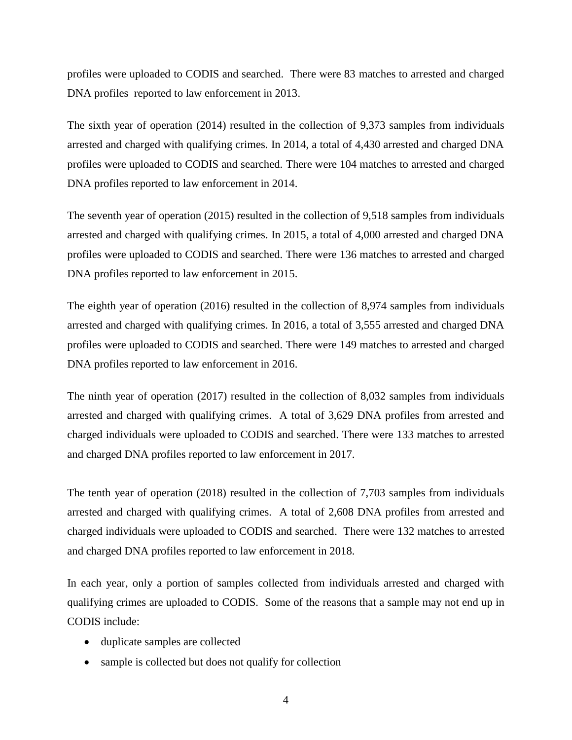profiles were uploaded to CODIS and searched. There were 83 matches to arrested and charged DNA profiles reported to law enforcement in 2013.

The sixth year of operation (2014) resulted in the collection of 9,373 samples from individuals arrested and charged with qualifying crimes. In 2014, a total of 4,430 arrested and charged DNA profiles were uploaded to CODIS and searched. There were 104 matches to arrested and charged DNA profiles reported to law enforcement in 2014.

The seventh year of operation (2015) resulted in the collection of 9,518 samples from individuals arrested and charged with qualifying crimes. In 2015, a total of 4,000 arrested and charged DNA profiles were uploaded to CODIS and searched. There were 136 matches to arrested and charged DNA profiles reported to law enforcement in 2015.

The eighth year of operation (2016) resulted in the collection of 8,974 samples from individuals arrested and charged with qualifying crimes. In 2016, a total of 3,555 arrested and charged DNA profiles were uploaded to CODIS and searched. There were 149 matches to arrested and charged DNA profiles reported to law enforcement in 2016.

The ninth year of operation (2017) resulted in the collection of 8,032 samples from individuals arrested and charged with qualifying crimes. A total of 3,629 DNA profiles from arrested and charged individuals were uploaded to CODIS and searched. There were 133 matches to arrested and charged DNA profiles reported to law enforcement in 2017.

The tenth year of operation (2018) resulted in the collection of 7,703 samples from individuals arrested and charged with qualifying crimes. A total of 2,608 DNA profiles from arrested and charged individuals were uploaded to CODIS and searched. There were 132 matches to arrested and charged DNA profiles reported to law enforcement in 2018.

In each year, only a portion of samples collected from individuals arrested and charged with qualifying crimes are uploaded to CODIS. Some of the reasons that a sample may not end up in CODIS include:

- duplicate samples are collected
- sample is collected but does not qualify for collection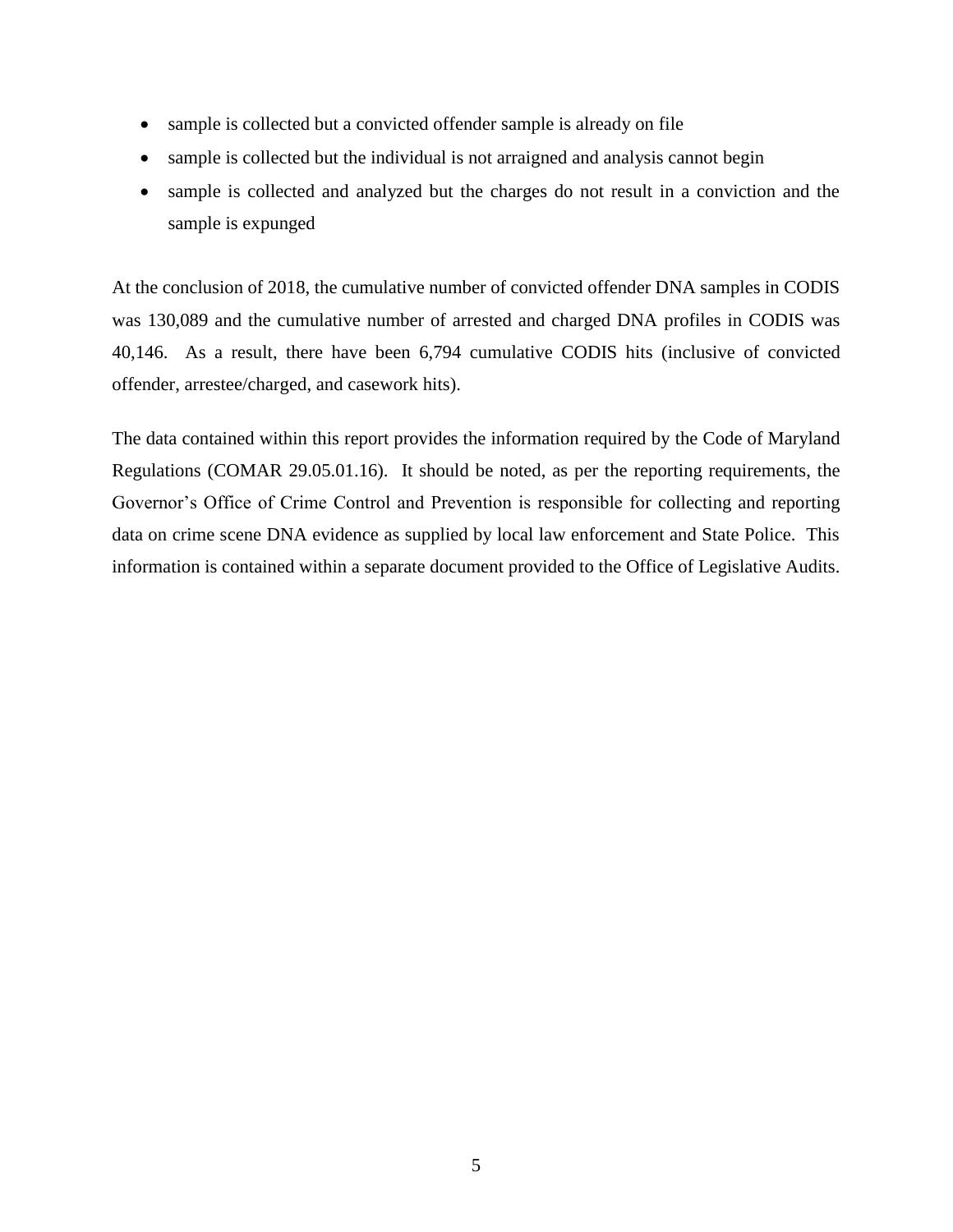- sample is collected but a convicted offender sample is already on file
- sample is collected but the individual is not arraigned and analysis cannot begin
- sample is collected and analyzed but the charges do not result in a conviction and the sample is expunged

At the conclusion of 2018, the cumulative number of convicted offender DNA samples in CODIS was 130,089 and the cumulative number of arrested and charged DNA profiles in CODIS was 40,146. As a result, there have been 6,794 cumulative CODIS hits (inclusive of convicted offender, arrestee/charged, and casework hits).

The data contained within this report provides the information required by the Code of Maryland Regulations (COMAR 29.05.01.16). It should be noted, as per the reporting requirements, the Governor's Office of Crime Control and Prevention is responsible for collecting and reporting data on crime scene DNA evidence as supplied by local law enforcement and State Police. This information is contained within a separate document provided to the Office of Legislative Audits.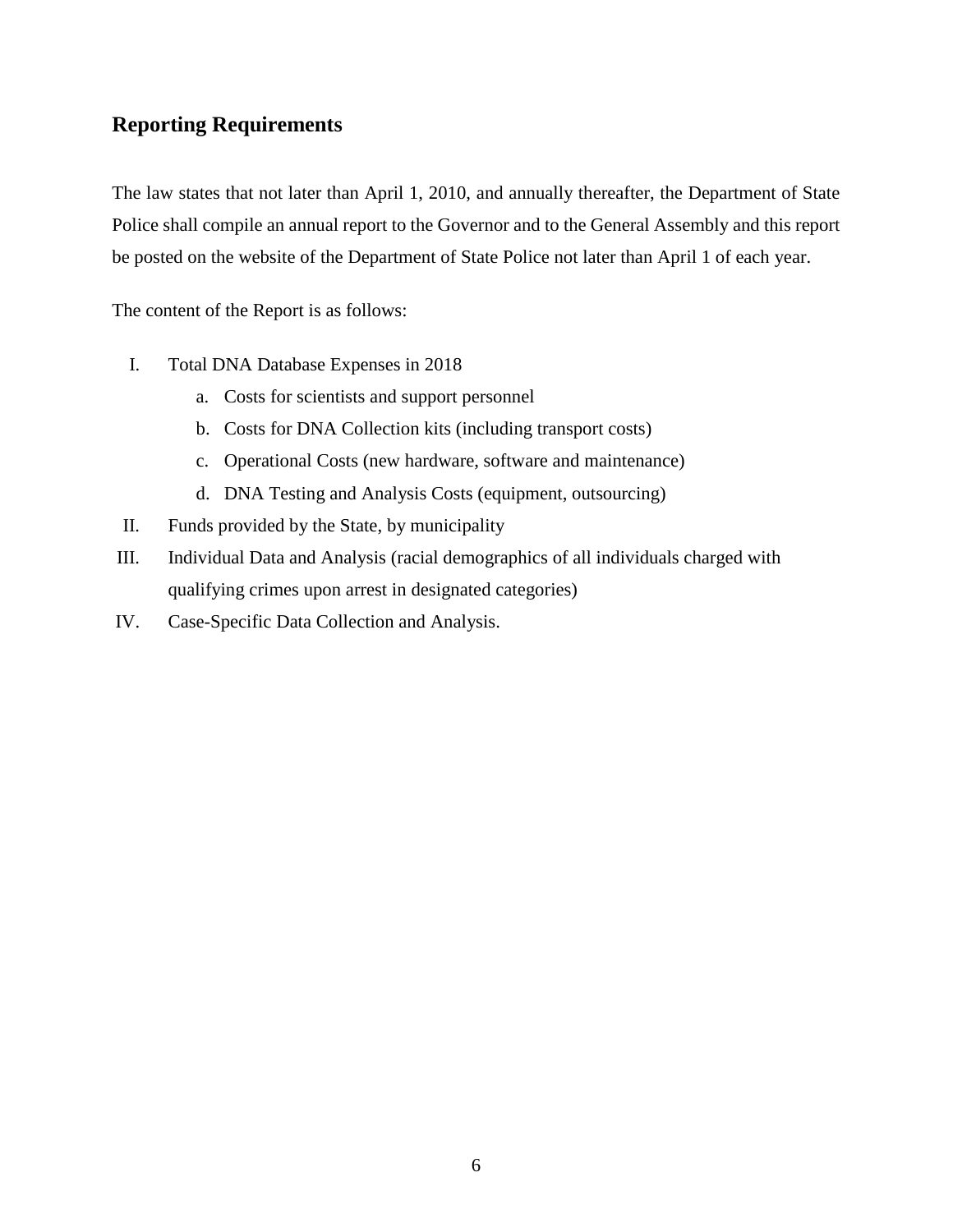## Reporting Requirements

The law states that not later than April 1, 2010, and annually thereafter, the Department of State Police shall compile an annual report to the Governor and to the General Assembly and this report be posted on the website of the Department of State Police not later than April 1 of each year.

The content of the Report is as follows:

I. Total DNA Database Expenses in 2018
   a. Costs for scientists and support personnel
   b. Costs for DNA Collection kits (including transport costs)
   c. Operational Costs (new hardware, software and maintenance)
   d. DNA Testing and Analysis Costs (equipment, outsourcing)

II. Funds provided by the State, by municipality

III. Individual Data and Analysis (racial demographics of all individuals charged with qualifying crimes upon arrest in designated categories)

IV. Case-Specific Data Collection and Analysis.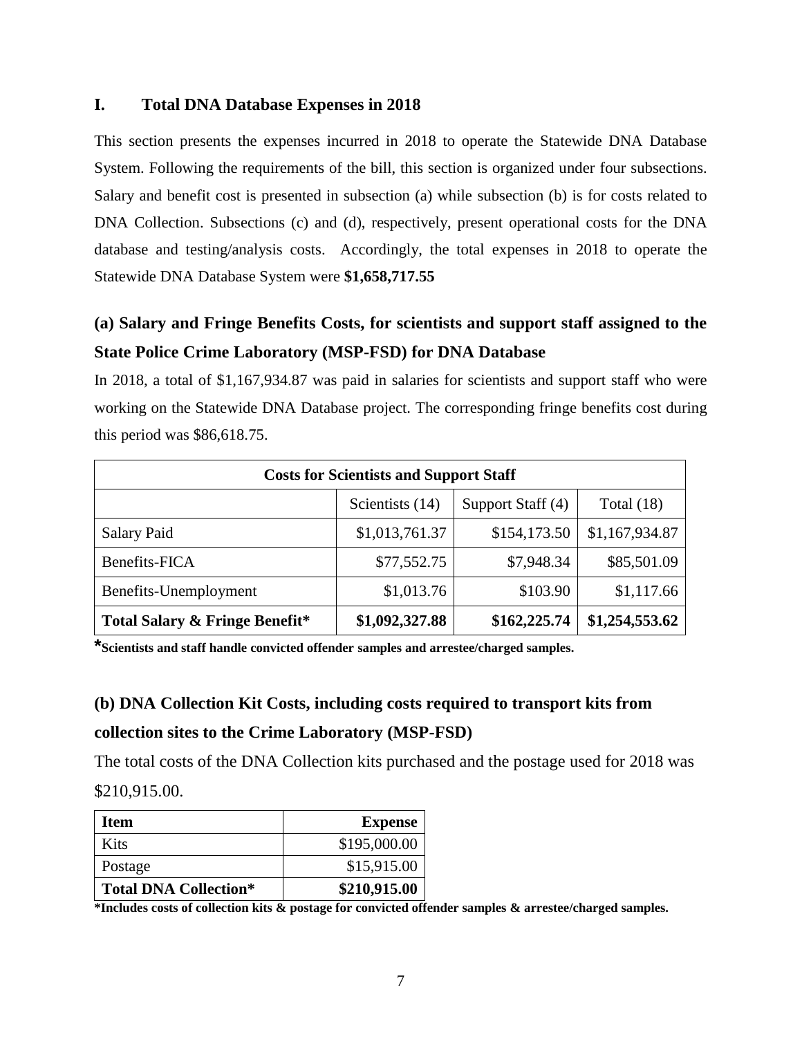## I. Total DNA Database Expenses in 2018

This section presents the expenses incurred in 2018 to operate the Statewide DNA Database System. Following the requirements of the bill, this section is organized under four subsections. Salary and benefit cost is presented in subsection (a) while subsection (b) is for costs related to DNA Collection. Subsections (c) and (d), respectively, present operational costs for the DNA database and testing/analysis costs. Accordingly, the total expenses in 2018 to operate the Statewide DNA Database System were **$1,658,717.55**

### (a) Salary and Fringe Benefits Costs, for scientists and support staff assigned to the State Police Crime Laboratory (MSP-FSD) for DNA Database

In 2018, a total of $1,167,934.87 was paid in salaries for scientists and support staff who were working on the Statewide DNA Database project. The corresponding fringe benefits cost during this period was $86,618.75.

| Costs for Scientists and Support Staff | | | |
|---|---|---|---|
| | Scientists (14) | Support Staff (4) | Total (18) |
| Salary Paid | $1,013,761.37 | $154,173.50 | $1,167,934.87 |
| Benefits-FICA | $77,552.75 | $7,948.34 | $85,501.09 |
| Benefits-Unemployment | $1,013.76 | $103.90 | $1,117.66 |
| **Total Salary & Fringe Benefit*** | **$1,092,327.88** | **$162,225.74** | **$1,254,553.62** |

***Scientists and staff handle convicted offender samples and arrestee/charged samples.**

### (b) DNA Collection Kit Costs, including costs required to transport kits from collection sites to the Crime Laboratory (MSP-FSD)

The total costs of the DNA Collection kits purchased and the postage used for 2018 was $210,915.00.

| Item | Expense |
|---|---|
| Kits | $195,000.00 |
| Postage | $15,915.00 |
| **Total DNA Collection*** | **$210,915.00** |

***Includes costs of collection kits & postage for convicted offender samples & arrestee/charged samples.**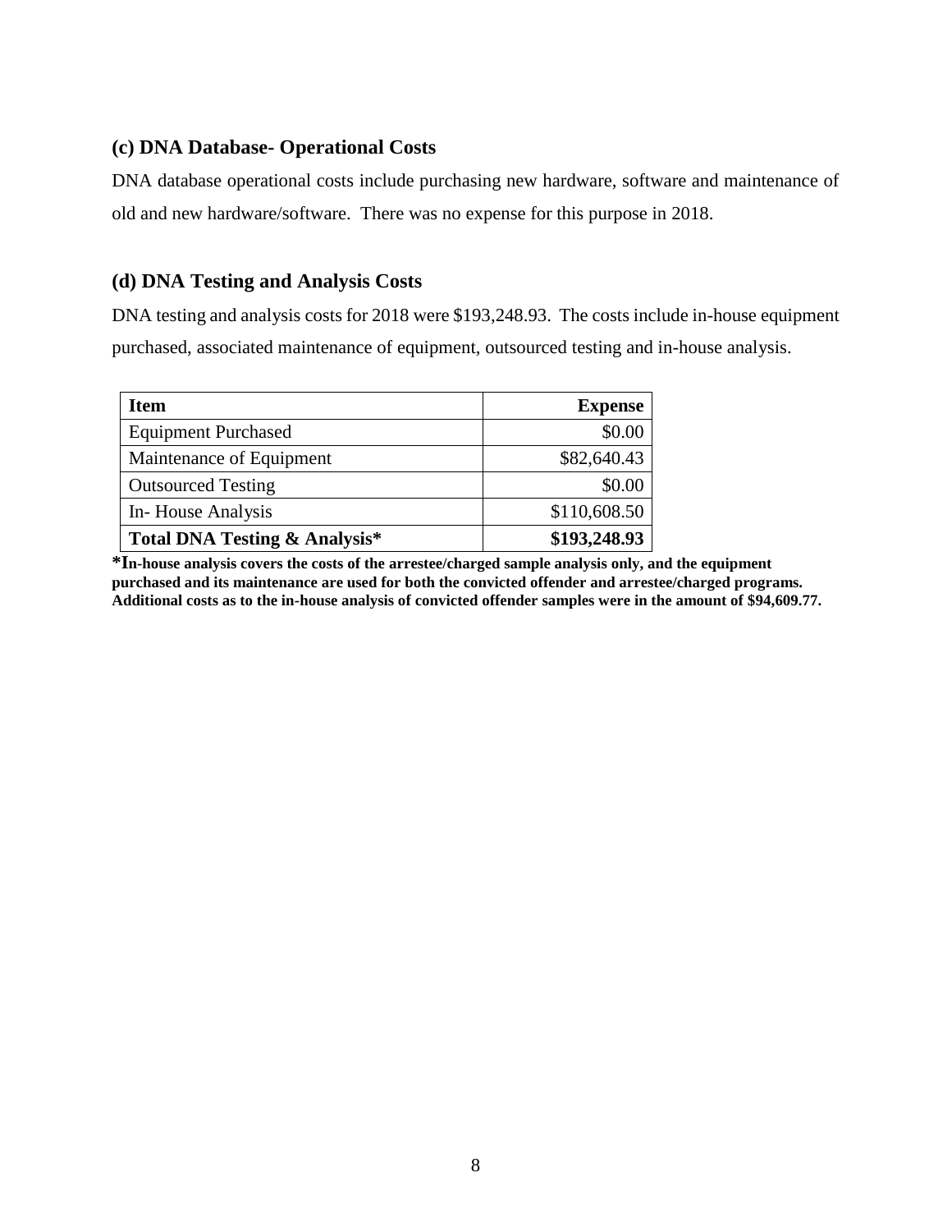### (c) DNA Database- Operational Costs

DNA database operational costs include purchasing new hardware, software and maintenance of old and new hardware/software. There was no expense for this purpose in 2018.

### (d) DNA Testing and Analysis Costs

DNA testing and analysis costs for 2018 were $193,248.93. The costs include in-house equipment purchased, associated maintenance of equipment, outsourced testing and in-house analysis.

| Item | Expense |
|---|---:|
| Equipment Purchased | $0.00 |
| Maintenance of Equipment | $82,640.43 |
| Outsourced Testing | $0.00 |
| In- House Analysis | $110,608.50 |
| **Total DNA Testing & Analysis*** | **$193,248.93** |

**\*In-house analysis covers the costs of the arrestee/charged sample analysis only, and the equipment purchased and its maintenance are used for both the convicted offender and arrestee/charged programs. Additional costs as to the in-house analysis of convicted offender samples were in the amount of $94,609.77.**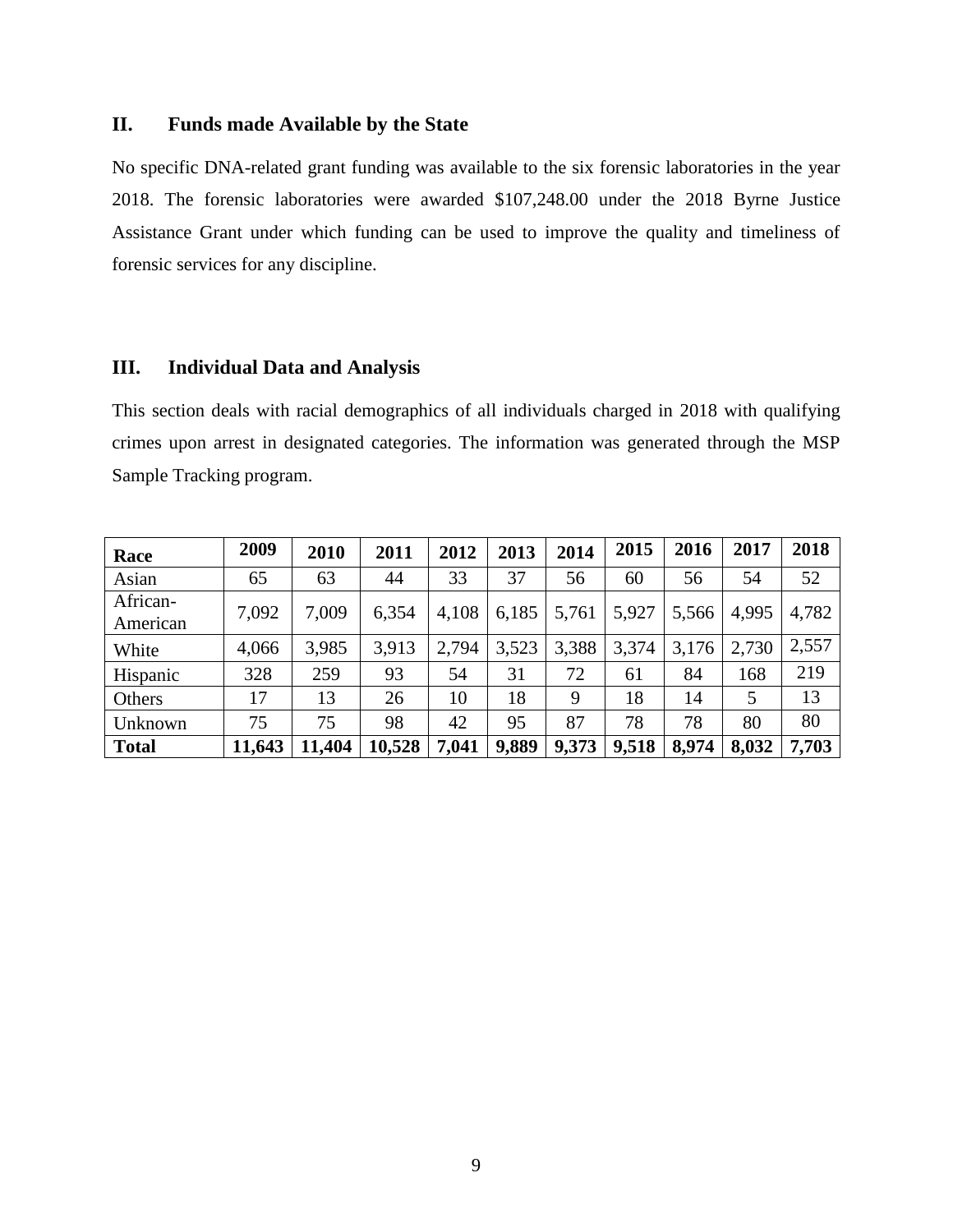## II. Funds made Available by the State

No specific DNA-related grant funding was available to the six forensic laboratories in the year 2018. The forensic laboratories were awarded $107,248.00 under the 2018 Byrne Justice Assistance Grant under which funding can be used to improve the quality and timeliness of forensic services for any discipline.

## III. Individual Data and Analysis

This section deals with racial demographics of all individuals charged in 2018 with qualifying crimes upon arrest in designated categories. The information was generated through the MSP Sample Tracking program.

| Race | 2009 | 2010 | 2011 | 2012 | 2013 | 2014 | 2015 | 2016 | 2017 | 2018 |
|---|---|---|---|---|---|---|---|---|---|---|
| Asian | 65 | 63 | 44 | 33 | 37 | 56 | 60 | 56 | 54 | 52 |
| African-American | 7,092 | 7,009 | 6,354 | 4,108 | 6,185 | 5,761 | 5,927 | 5,566 | 4,995 | 4,782 |
| White | 4,066 | 3,985 | 3,913 | 2,794 | 3,523 | 3,388 | 3,374 | 3,176 | 2,730 | 2,557 |
| Hispanic | 328 | 259 | 93 | 54 | 31 | 72 | 61 | 84 | 168 | 219 |
| Others | 17 | 13 | 26 | 10 | 18 | 9 | 18 | 14 | 5 | 13 |
| Unknown | 75 | 75 | 98 | 42 | 95 | 87 | 78 | 78 | 80 | 80 |
| **Total** | **11,643** | **11,404** | **10,528** | **7,041** | **9,889** | **9,373** | **9,518** | **8,974** | **8,032** | **7,703** |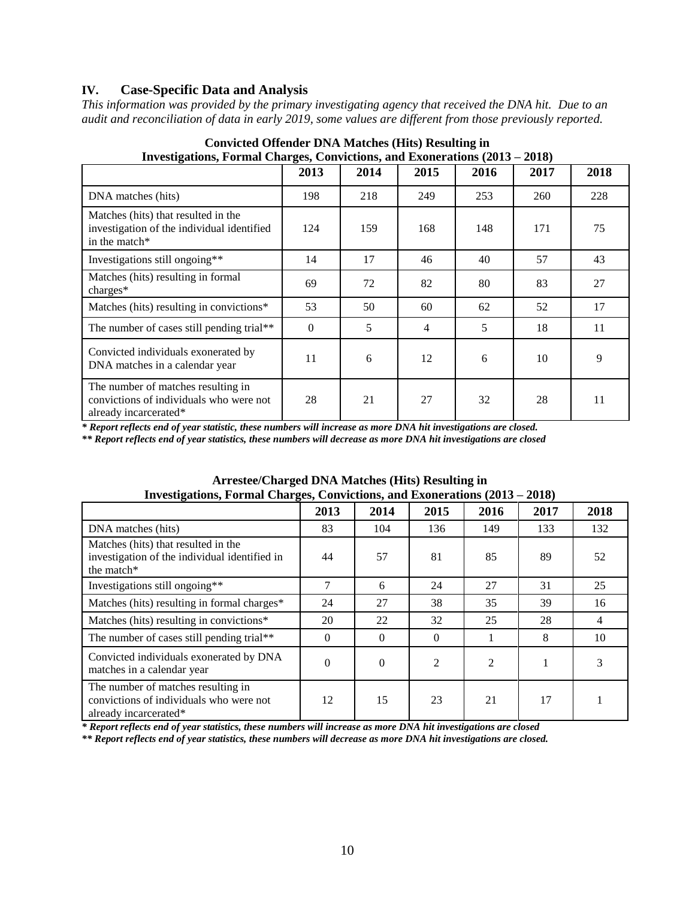## IV. Case-Specific Data and Analysis

*This information was provided by the primary investigating agency that received the DNA hit. Due to an audit and reconciliation of data in early 2019, some values are different from those previously reported.*

**Convicted Offender DNA Matches (Hits) Resulting in Investigations, Formal Charges, Convictions, and Exonerations (2013 – 2018)**

| | 2013 | 2014 | 2015 | 2016 | 2017 | 2018 |
|---|---|---|---|---|---|---|
| DNA matches (hits) | 198 | 218 | 249 | 253 | 260 | 228 |
| Matches (hits) that resulted in the investigation of the individual identified in the match* | 124 | 159 | 168 | 148 | 171 | 75 |
| Investigations still ongoing** | 14 | 17 | 46 | 40 | 57 | 43 |
| Matches (hits) resulting in formal charges* | 69 | 72 | 82 | 80 | 83 | 27 |
| Matches (hits) resulting in convictions* | 53 | 50 | 60 | 62 | 52 | 17 |
| The number of cases still pending trial** | 0 | 5 | 4 | 5 | 18 | 11 |
| Convicted individuals exonerated by DNA matches in a calendar year | 11 | 6 | 12 | 6 | 10 | 9 |
| The number of matches resulting in convictions of individuals who were not already incarcerated* | 28 | 21 | 27 | 32 | 28 | 11 |

***\* Report reflects end of year statistic, these numbers will increase as more DNA hit investigations are closed.***

***\*\* Report reflects end of year statistics, these numbers will decrease as more DNA hit investigations are closed***

**Arrestee/Charged DNA Matches (Hits) Resulting in Investigations, Formal Charges, Convictions, and Exonerations (2013 – 2018)**

| | 2013 | 2014 | 2015 | 2016 | 2017 | 2018 |
|---|---|---|---|---|---|---|
| DNA matches (hits) | 83 | 104 | 136 | 149 | 133 | 132 |
| Matches (hits) that resulted in the investigation of the individual identified in the match* | 44 | 57 | 81 | 85 | 89 | 52 |
| Investigations still ongoing** | 7 | 6 | 24 | 27 | 31 | 25 |
| Matches (hits) resulting in formal charges* | 24 | 27 | 38 | 35 | 39 | 16 |
| Matches (hits) resulting in convictions* | 20 | 22 | 32 | 25 | 28 | 4 |
| The number of cases still pending trial** | 0 | 0 | 0 | 1 | 8 | 10 |
| Convicted individuals exonerated by DNA matches in a calendar year | 0 | 0 | 2 | 2 | 1 | 3 |
| The number of matches resulting in convictions of individuals who were not already incarcerated* | 12 | 15 | 23 | 21 | 17 | 1 |

***\* Report reflects end of year statistics, these numbers will increase as more DNA hit investigations are closed***

***\*\* Report reflects end of year statistics, these numbers will decrease as more DNA hit investigations are closed.***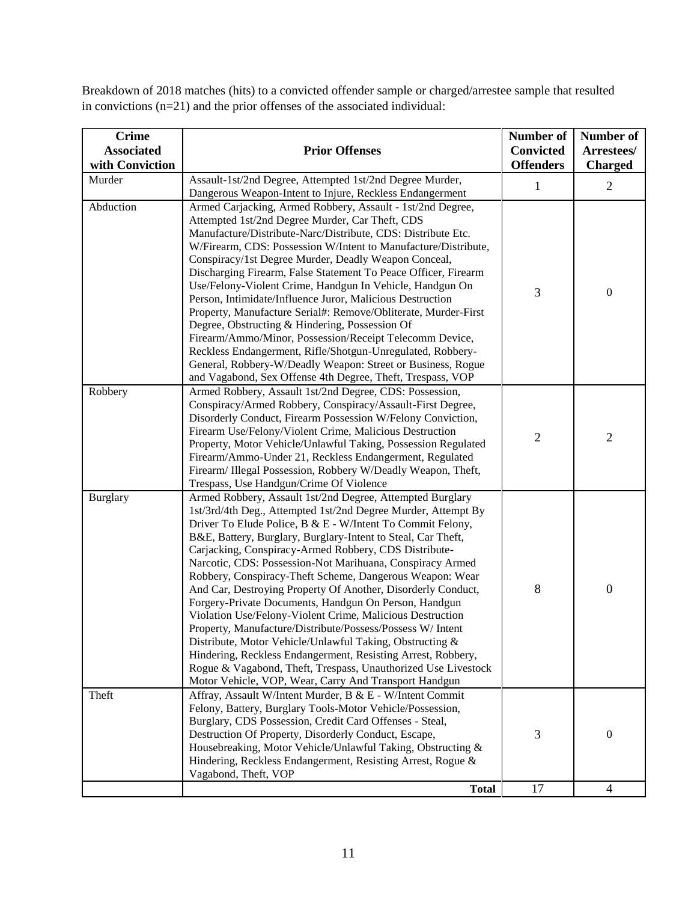Breakdown of 2018 matches (hits) to a convicted offender sample or charged/arrestee sample that resulted in convictions (n=21) and the prior offenses of the associated individual:

| Crime Associated with Conviction | Prior Offenses | Number of Convicted Offenders | Number of Arrestees/ Charged |
|---|---|---|---|
| Murder | Assault-1st/2nd Degree, Attempted 1st/2nd Degree Murder, Dangerous Weapon-Intent to Injure, Reckless Endangerment | 1 | 2 |
| Abduction | Armed Carjacking, Armed Robbery, Assault - 1st/2nd Degree, Attempted 1st/2nd Degree Murder, Car Theft, CDS Manufacture/Distribute-Narc/Distribute, CDS: Distribute Etc. W/Firearm, CDS: Possession W/Intent to Manufacture/Distribute, Conspiracy/1st Degree Murder, Deadly Weapon Conceal, Discharging Firearm, False Statement To Peace Officer, Firearm Use/Felony-Violent Crime, Handgun In Vehicle, Handgun On Person, Intimidate/Influence Juror, Malicious Destruction Property, Manufacture Serial#: Remove/Obliterate, Murder-First Degree, Obstructing & Hindering, Possession Of Firearm/Ammo/Minor, Possession/Receipt Telecomm Device, Reckless Endangerment, Rifle/Shotgun-Unregulated, Robbery-General, Robbery-W/Deadly Weapon: Street or Business, Rogue and Vagabond, Sex Offense 4th Degree, Theft, Trespass, VOP | 3 | 0 |
| Robbery | Armed Robbery, Assault 1st/2nd Degree, CDS: Possession, Conspiracy/Armed Robbery, Conspiracy/Assault-First Degree, Disorderly Conduct, Firearm Possession W/Felony Conviction, Firearm Use/Felony/Violent Crime, Malicious Destruction Property, Motor Vehicle/Unlawful Taking, Possession Regulated Firearm/Ammo-Under 21, Reckless Endangerment, Regulated Firearm/ Illegal Possession, Robbery W/Deadly Weapon, Theft, Trespass, Use Handgun/Crime Of Violence | 2 | 2 |
| Burglary | Armed Robbery, Assault 1st/2nd Degree, Attempted Burglary 1st/3rd/4th Deg., Attempted 1st/2nd Degree Murder, Attempt By Driver To Elude Police, B & E - W/Intent To Commit Felony, B&E, Battery, Burglary, Burglary-Intent to Steal, Car Theft, Carjacking, Conspiracy-Armed Robbery, CDS Distribute-Narcotic, CDS: Possession-Not Marihuana, Conspiracy Armed Robbery, Conspiracy-Theft Scheme, Dangerous Weapon: Wear And Car, Destroying Property Of Another, Disorderly Conduct, Forgery-Private Documents, Handgun On Person, Handgun Violation Use/Felony-Violent Crime, Malicious Destruction Property, Manufacture/Distribute/Possess/Possess W/ Intent Distribute, Motor Vehicle/Unlawful Taking, Obstructing & Hindering, Reckless Endangerment, Resisting Arrest, Robbery, Rogue & Vagabond, Theft, Trespass, Unauthorized Use Livestock Motor Vehicle, VOP, Wear, Carry And Transport Handgun | 8 | 0 |
| Theft | Affray, Assault W/Intent Murder, B & E - W/Intent Commit Felony, Battery, Burglary Tools-Motor Vehicle/Possession, Burglary, CDS Possession, Credit Card Offenses - Steal, Destruction Of Property, Disorderly Conduct, Escape, Housebreaking, Motor Vehicle/Unlawful Taking, Obstructing & Hindering, Reckless Endangerment, Resisting Arrest, Rogue & Vagabond, Theft, VOP | 3 | 0 |
| | **Total** | 17 | 4 |